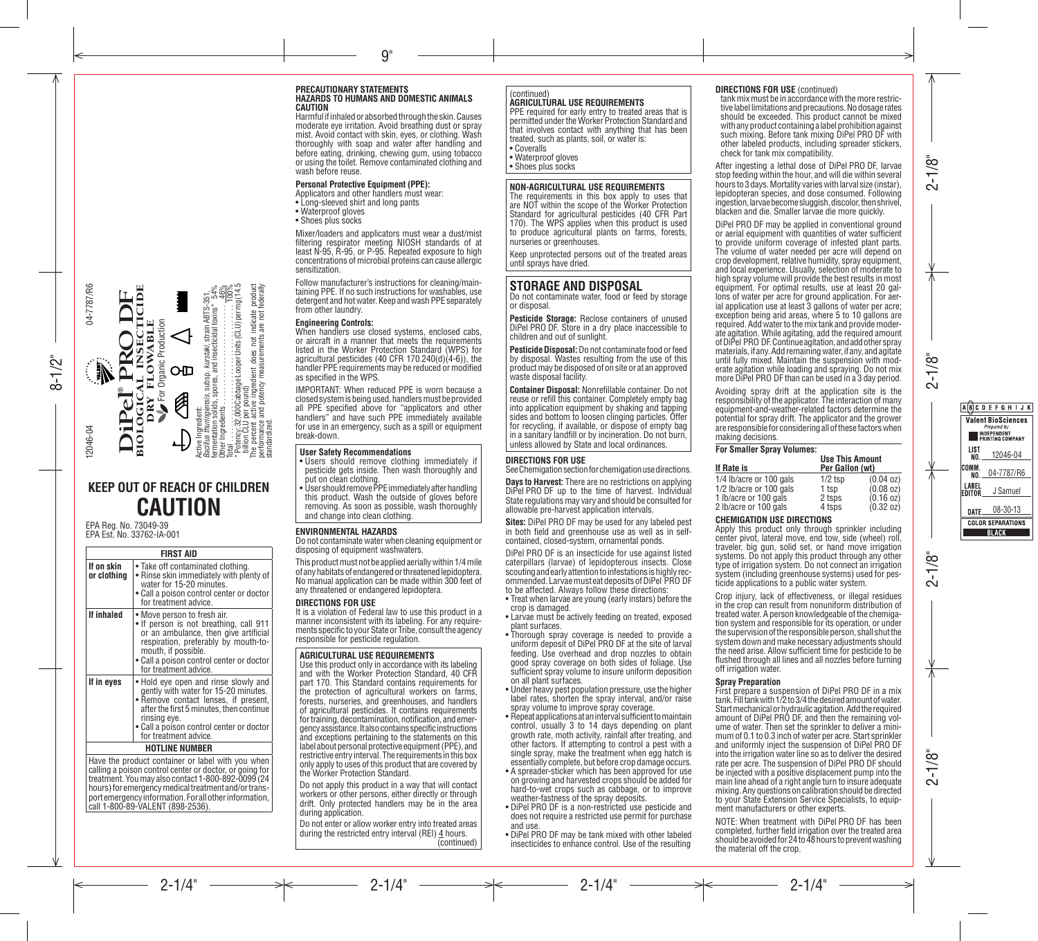12046-04 04-7787/R6

# DiPel® PRO DF

**BIOLOGICAL INSECTICIDE**

**DRY FLOWABLE**

For Organic Production

Active Ingredient:
*Bacillus thuringiensis*, subsp. *kurstaki*, strain ABTS-351, fermentation solids, spores, and insecticidal toxins* 54%
Other Ingredients: 46%
Total: 100%

*Potency: 32,000 Cabbage Looper Units (CLU) per mg (14.5 billion CLU per pound)

The percent active ingredient does not indicate product performance and potency measurements are not federally standardized.

## KEEP OUT OF REACH OF CHILDREN

# CAUTION

EPA Reg. No. 73049-39
EPA Est. No. 33762-IA-001

| FIRST AID | |
|---|---|
| **If on skin or clothing** | • Take off contaminated clothing.<br>• Rinse skin immediately with plenty of water for 15-20 minutes.<br>• Call a poison control center or doctor for treatment advice. |
| **If inhaled** | • Move person to fresh air.<br>• If person is not breathing, call 911 or an ambulance, then give artificial respiration, preferably by mouth-to-mouth, if possible.<br>• Call a poison control center or doctor for treatment advice. |
| **If in eyes** | • Hold eye open and rinse slowly and gently with water for 15-20 minutes.<br>• Remove contact lenses, if present, after the first 5 minutes, then continue rinsing eye.<br>• Call a poison control center or doctor for treatment advice. |
| **HOTLINE NUMBER** | |
| Have the product container or label with you when calling a poison control center or doctor, or going for treatment. You may also contact 1-800-892-0099 (24 hours) for emergency medical treatment and/or transport emergency information. For all other information, call 1-800-89-VALENT (898-2536). | |

## PRECAUTIONARY STATEMENTS

### HAZARDS TO HUMANS AND DOMESTIC ANIMALS

**CAUTION**

Harmful if inhaled or absorbed through the skin. Causes moderate eye irritation. Avoid breathing dust or spray mist. Avoid contact with skin, eyes, or clothing. Wash thoroughly with soap and water after handling and before eating, drinking, chewing gum, using tobacco or using the toilet. Remove contaminated clothing and wash before reuse.

**Personal Protective Equipment (PPE):**

Applicators and other handlers must wear:
- Long-sleeved shirt and long pants
- Waterproof gloves
- Shoes plus socks

Mixer/loaders and applicators must wear a dust/mist filtering respirator meeting NIOSH standards of at least N-95, R-95, or P-95. Repeated exposure to high concentrations of microbial proteins can cause allergic sensitization.

Follow manufacturer's instructions for cleaning/maintaining PPE. If no such instructions for washables, use detergent and hot water. Keep and wash PPE separately from other laundry.

**Engineering Controls:**

When handlers use closed systems, enclosed cabs, or aircraft in a manner that meets the requirements listed in the Worker Protection Standard (WPS) for agricultural pesticides (40 CFR 170.240(d)(4-6)), the handler PPE requirements may be reduced or modified as specified in the WPS.

IMPORTANT: When reduced PPE is worn because a closed system is being used, handlers must be provided all PPE specified above for "applicators and other handlers" and have such PPE immediately available for use in an emergency, such as a spill or equipment break-down.

**User Safety Recommendations**
- Users should remove clothing immediately if pesticide gets inside. Then wash thoroughly and put on clean clothing.
- User should remove PPE immediately after handling this product. Wash the outside of gloves before removing. As soon as possible, wash thoroughly and change into clean clothing.

### ENVIRONMENTAL HAZARDS

Do not contaminate water when cleaning equipment or disposing of equipment washwaters.

This product must not be applied aerially within 1/4 mile of any habitats of endangered or threatened lepidoptera. No manual application can be made within 300 feet of any threatened or endangered lepidoptera.

### DIRECTIONS FOR USE

It is a violation of Federal law to use this product in a manner inconsistent with its labeling. For any requirements specific to your State or Tribe, consult the agency responsible for pesticide regulation.

**AGRICULTURAL USE REQUIREMENTS**

Use this product only in accordance with its labeling and with the Worker Protection Standard, 40 CFR part 170. This Standard contains requirements for the protection of agricultural workers on farms, forests, nurseries, and greenhouses, and handlers of agricultural pesticides. It contains requirements for training, decontamination, notification, and emergency assistance. It also contains specific instructions and exceptions pertaining to the statements on this label about personal protective equipment (PPE), and restrictive entry interval. The requirements in this box only apply to uses of this product that are covered by the Worker Protection Standard.

Do not apply this product in a way that will contact workers or other persons, either directly or through drift. Only protected handlers may be in the area during application.

Do not enter or allow worker entry into treated areas during the restricted entry interval (REI) 4 hours.

(continued)

**AGRICULTURAL USE REQUIREMENTS** (continued)

PPE required for early entry to treated areas that is permitted under the Worker Protection Standard and that involves contact with anything that has been treated, such as plants, soil, or water is:
- Coveralls
- Waterproof gloves
- Shoes plus socks

**NON-AGRICULTURAL USE REQUIREMENTS**

The requirements in this box apply to uses that are NOT within the scope of the Worker Protection Standard for agricultural pesticides (40 CFR Part 170). The WPS applies when this product is used to produce agricultural plants on farms, forests, nurseries or greenhouses.

Keep unprotected persons out of the treated areas until sprays have dried.

## STORAGE AND DISPOSAL

Do not contaminate water, food or feed by storage or disposal.

**Pesticide Storage:** Reclose containers of unused DiPel PRO DF. Store in a dry place inaccessible to children and out of sunlight.

**Pesticide Disposal:** Do not contaminate food or feed by disposal. Wastes resulting from the use of this product may be disposed of on site or at an approved waste disposal facility.

**Container Disposal:** Nonrefillable container. Do not reuse or refill this container. Completely empty bag into application equipment by shaking and tapping sides and bottom to loosen clinging particles. Offer for recycling, if available, or dispose of empty bag in a sanitary landfill or by incineration. Do not burn, unless allowed by State and local ordinances.

### DIRECTIONS FOR USE

See Chemigation section for chemigation use directions.

**Days to Harvest:** There are no restrictions on applying DiPel PRO DF up to the time of harvest. Individual State regulations may vary and should be consulted for allowable pre-harvest application intervals.

**Sites:** DiPel PRO DF may be used for any labeled pest in both field and greenhouse use as well as in self-contained, closed-system, ornamental ponds.

DiPel PRO DF is an insecticide for use against listed caterpillars (larvae) of lepidopterous insects. Close scouting and early attention to infestations is highly recommended. Larvae must eat deposits of DiPel PRO DF to be affected. Always follow these directions:
- Treat when larvae are young (early instars) before the crop is damaged.
- Larvae must be actively feeding on treated, exposed plant surfaces.
- Thorough spray coverage is needed to provide a uniform deposit of DiPel PRO DF at the site of larval feeding. Use overhead and drop nozzles to obtain good spray coverage on both sides of foliage. Use sufficient spray volume to insure uniform deposition on all plant surfaces.
- Under heavy pest population pressure, use the higher label rates, shorten the spray interval, and/or raise spray volume to improve spray coverage.
- Repeat applications at an interval sufficient to maintain control, usually 3 to 14 days depending on plant growth rate, moth activity, rainfall after treating, and other factors. If attempting to control a pest with a single spray, make the treatment when egg hatch is essentially complete, but before crop damage occurs.
- A spreader-sticker which has been approved for use on growing and harvested crops should be added for hard-to-wet crops such as cabbage, or to improve weather-fastness of the spray deposits.
- DiPel PRO DF is a non-restricted use pesticide and does not require a restricted use permit for purchase and use.
- DiPel PRO DF may be tank mixed with other labeled insecticides to enhance control. Use of the resulting tank mix must be in accordance with the more restrictive label limitations and precautions. No dosage rates should be exceeded. This product cannot be mixed with any product containing a label prohibition against such mixing. Before tank mixing DiPel PRO DF with other labeled products, including spreader stickers, check for tank mix compatibility.

**DIRECTIONS FOR USE** (continued)

After ingesting a lethal dose of DiPel PRO DF, larvae stop feeding within the hour, and will die within several hours to 3 days. Mortality varies with larval size (instar), lepidopteran species, and dose consumed. Following ingestion, larvae become sluggish, discolor, then shrivel, blacken and die. Smaller larvae die more quickly.

DiPel PRO DF may be applied in conventional ground or aerial equipment with quantities of water sufficient to provide uniform coverage of infested plant parts. The volume of water needed per acre will depend on crop development, relative humidity, spray equipment, and local experience. Usually, selection of moderate to high spray volume will provide the best results in most equipment. For optimal results, use at least 20 gallons of water per acre for ground application. For aerial application use at least 3 gallons of water per acre; exception being arid areas, where 5 to 10 gallons are required. Add water to the mix tank and provide moderate agitation. While agitating, add the required amount of DiPel PRO DF. Continue agitation, and add other spray materials, if any. Add remaining water, if any, and agitate until fully mixed. Maintain the suspension with moderate agitation while loading and spraying. Do not mix more DiPel PRO DF than can be used in a 3 day period.

Avoiding spray drift at the application site is the responsibility of the applicator. The interaction of many equipment-and-weather-related factors determine the potential for spray drift. The applicator and the grower are responsible for considering all of these factors when making decisions.

**For Smaller Spray Volumes:**

| If Rate is | Use This Amount Per Gallon (wt) | |
|---|---|---|
| 1/4 lb/acre or 100 gals | 1/2 tsp | (0.04 oz) |
| 1/2 lb/acre or 100 gals | 1 tsp | (0.08 oz) |
| 1 lb/acre or 100 gals | 2 tsps | (0.16 oz) |
| 2 lb/acre or 100 gals | 4 tsps | (0.32 oz) |

**CHEMIGATION USE DIRECTIONS**

Apply this product only through sprinkler including center pivot, lateral move, end tow, side (wheel) roll, traveler, big gun, solid set, or hand move irrigation systems. Do not apply this product through any other type of irrigation system. Do not connect an irrigation system (including greenhouse systems) used for pesticide applications to a public water system.

Crop injury, lack of effectiveness, or illegal residues in the crop can result from nonuniform distribution of treated water. A person knowledgeable of the chemigation system and responsible for its operation, or under the supervision of the responsible person, shall shut the system down and make necessary adjustments should the need arise. Allow sufficient time for pesticide to be flushed through all lines and all nozzles before turning off irrigation water.

**Spray Preparation**

First prepare a suspension of DiPel PRO DF in a mix tank. Fill tank with 1/2 to 3/4 the desired amount of water. Start mechanical or hydraulic agitation. Add the required amount of DiPel PRO DF, and then the remaining volume of water. Then set the sprinkler to deliver a minimum of 0.1 to 0.3 inch of water per acre. Start sprinkler and uniformly inject the suspension of DiPel PRO DF into the irrigation water line so as to deliver the desired rate per acre. The suspension of DiPel PRO DF should be injected with a positive displacement pump into the main line ahead of a right angle turn to insure adequate mixing. Any questions on calibration should be directed to your State Extension Service Specialists, to equipment manufacturers or other experts.

NOTE: When treatment with DiPel PRO DF has been completed, further field irrigation over the treated area should be avoided for 24 to 48 hours to prevent washing the material off the crop.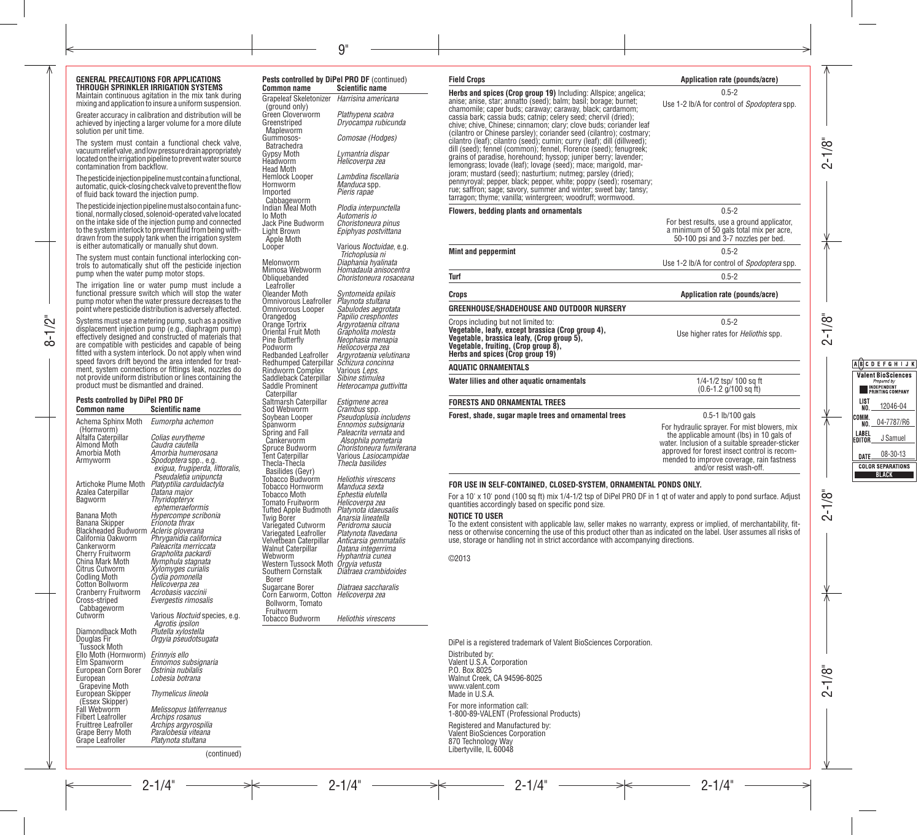## GENERAL PRECAUTIONS FOR APPLICATIONS THROUGH SPRINKLER IRRIGATION SYSTEMS

Maintain continuous agitation in the mix tank during mixing and application to insure a uniform suspension.

Greater accuracy in calibration and distribution will be achieved by injecting a larger volume for a more dilute solution per unit time.

The system must contain a functional check valve, vacuum relief valve, and low pressure drain appropriately located on the irrigation pipeline to prevent water source contamination from backflow.

The pesticide injection pipeline must contain a functional, automatic, quick-closing check valve to prevent the flow of fluid back toward the injection pump.

The pesticide injection pipeline must also contain a functional, normally closed, solenoid-operated valve located on the intake side of the injection pump and connected to the system interlock to prevent fluid from being withdrawn from the supply tank when the irrigation system is either automatically or manually shut down.

The system must contain functional interlocking controls to automatically shut off the pesticide injection pump when the water pump motor stops.

The irrigation line or water pump must include a functional pressure switch which will stop the water pump motor when the water pressure decreases to the point where pesticide distribution is adversely affected.

Systems must use a metering pump, such as a positive displacement injection pump (e.g., diaphragm pump) effectively designed and constructed of materials that are compatible with pesticides and capable of being fitted with a system interlock. Do not apply when wind speed favors drift beyond the area intended for treatment, system connections or fittings leak, nozzles do not provide uniform distribution or lines containing the product must be dismantled and drained.

## Pests controlled by DiPel PRO DF

| Common name | Scientific name |
|---|---|
| Achema Sphinx Moth (Hornworm) | *Eumorpha achemon* |
| Alfalfa Caterpillar | *Colias eurytheme* |
| Almond Moth | *Caudra cautella* |
| Amorbia Moth | *Amorbia humerosana* |
| Armyworm | *Spodoptera* spp., e.g. *exigua, frugiperda, littoralis, Pseudaletia unipuncta* |
| Artichoke Plume Moth | *Platyptilia carduidactyla* |
| Azalea Caterpillar | *Datana major* |
| Bagworm | *Thyridopteryx ephemeraeformis* |
| Banana Moth | *Hypercompe scribonia* |
| Banana Skipper | *Erionota thrax* |
| Blackheaded Budworm | *Acleris gloverana* |
| California Oakworm | *Phryganidia californica* |
| Cankerworm | *Paleacrita merriccata* |
| Cherry Fruitworm | *Grapholita packardi* |
| China Mark Moth | *Nymphula stagnata* |
| Citrus Cutworm | *Xylomyges curialis* |
| Codling Moth | *Cydia pomonella* |
| Cotton Bollworm | *Helicoverpa zea* |
| Cranberry Fruitworm | *Acrobasis vaccinii* |
| Cross-striped Cabbageworm | *Evergestis rimosalis* |
| Cutworm | Various *Noctuid* species, e.g. *Agrotis ipsilon* |
| Diamondback Moth | *Plutella xylostella* |
| Douglas Fir Tussock Moth | *Orgyia pseudotsugata* |
| Ello Moth (Hornworm) | *Erinnyis ello* |
| Elm Spanworm | *Ennomos subsignaria* |
| European Corn Borer | *Ostrinia nubilalis* |
| European Grapevine Moth | *Lobesia botrana* |
| European Skipper (Essex Skipper) | *Thymelicus lineola* |
| Fall Webworm | *Melissopus latiferreanus* |
| Filbert Leafroller | *Archips rosanus* |
| Fruittree Leafroller | *Archips argyrospilia* |
| Grape Berry Moth | *Paralobesia viteana* |
| Grape Leafroller | *Platynota stultana* |

(continued)

## Pests controlled by DiPel PRO DF (continued)

| Common name | Scientific name |
|---|---|
| Grapeleaf Skeletonizer (ground only) | *Harrisina americana* |
| Green Cloverworm | *Plathypena scabra* |
| Greenstriped Mapleworm | *Dryocampa rubicunda* |
| Gummosos-Batrachedra | *Comosae (Hodges)* |
| Gypsy Moth | *Lymantria dispar* |
| Headworm | *Helicoverpa zea* |
| Head Moth | |
| Hemlock Looper | *Lambdina fiscellaria* |
| Hornworm | *Manduca* spp. |
| Imported Cabbageworm | *Pieris rapae* |
| Indian Meal Moth | *Plodia interpunctella* |
| Io Moth | *Automeris io* |
| Jack Pine Budworm | *Choristoneura pinus* |
| Light Brown Apple Moth | *Epiphyas postvittana* |
| Looper | Various *Noctuidae*, e.g. *Trichoplusia ni* |
| Melonworm | *Diaphania hyalinata* |
| Mimosa Webworm | *Homadaula anisocentra* |
| Obliquebanded Leafroller | *Choristoneura rosaceana* |
| Oleander Moth | *Syntomeida epilais* |
| Omnivorous Leafroller | *Playnota stultana* |
| Omnivorous Looper | *Sabulodes aegrotata* |
| Orangedog | *Papilio cresphontes* |
| Orange Tortrix | *Argyrotaenia citrana* |
| Oriental Fruit Moth | *Grapholita molesta* |
| Pine Butterfly | *Neophasia menapia* |
| Podworm | *Heliocoverpa zea* |
| Redbanded Leafroller | *Argyrotaenia velutinana* |
| Redhumped Caterpillar | *Schizura concinna* |
| Rindworm Complex | Various *Leps.* |
| Saddleback Caterpillar | *Sibine stimulea* |
| Saddle Prominent Caterpillar | *Heterocampa guttivitta* |
| Saltmarsh Caterpillar | *Estigmene acrea* |
| Sod Webworm | *Crambus* spp. |
| Soybean Looper | *Pseudoplusia includens* |
| Spanworm | *Ennomos subsignaria* |
| Spring and Fall Cankerworm | *Paleacrita vernata* and *Alsophila pometaria* |
| Spruce Budworm | *Choristoneura fumiferana* |
| Tent Caterpillar | Various *Lasiocampidae* |
| Thecla-Thecla Basilides (Geyr) | *Thecla basilides* |
| Tobacco Budworm | *Heliothis virescens* |
| Tobacco Hornworm | *Manduca sexta* |
| Tobacco Moth | *Ephestia elutella* |
| Tomato Fruitworm | *Helicoverpa zea* |
| Tufted Apple Budmoth | *Platynota idaeusalis* |
| Twig Borer | *Anarsia lineatella* |
| Variegated Cutworm | *Peridroma saucia* |
| Variegated Leafroller | *Platynota flavedana* |
| Velvetbean Caterpillar | *Anticarsia gemmatalis* |
| Walnut Caterpillar | *Datana integerrima* |
| Webworm | *Hyphantria cunea* |
| Western Tussock Moth | *Orgyia vetusta* |
| Southern Cornstalk Borer | *Diatraea crambidoides* |
| Sugarcane Borer | *Diatraea saccharalis* |
| Corn Earworm, Cotton Bollworm, Tomato Fruitworm | *Helicoverpa zea* |
| Tobacco Budworm | *Heliothis virescens* |

| Field Crops | Application rate (pounds/acre) |
|---|---|
| **Herbs and spices (Crop group 19)** Including: Allspice; angelica; anise; anise, star; annatto (seed); balm; basil; borage; burnet; chamomile; caper buds; caraway; caraway, black; cardamom; cassia bark; cassia buds; catnip; celery seed; chervil (dried); chive; chive, Chinese; cinnamon; clary; clove buds; coriander leaf (cilantro or Chinese parsley); coriander seed (cilantro); costmary; cilantro (leaf); cilantro (seed); cumin; curry (leaf); dill (dillweed); dill (seed); fennel (common); fennel, Florence (seed); fenugreek; grains of paradise, horehound; hyssop; juniper berry; lavender; lemongrass; lovade (leaf); lovage (seed); mace; marigold, marjoram; mustard (seed); nasturtium; nutmeg; parsley (dried); pennyroyal; pepper, black; pepper, white; poppy (seed); rosemary; rue; saffron; sage; savory, summer and winter; sweet bay; tansy; tarragon; thyme; vanilla; wintergreen; woodruff; wormwood. | 0.5-2<br>Use 1-2 lb/A for control of *Spodoptera* spp. |
| **Flowers, bedding plants and ornamentals** | 0.5-2<br>For best results, use a ground applicator, a minimum of 50 gals total mix per acre, 50-100 psi and 3-7 nozzles per bed. |
| **Mint and peppermint** | 0.5-2<br>Use 1-2 lb/A for control of *Spodoptera* spp. |
| **Turf** | 0.5-2 |

| Crops | Application rate (pounds/acre) |
|---|---|
| **GREENHOUSE/SHADEHOUSE AND OUTDOOR NURSERY** | |
| Crops including but not limited to:<br>**Vegetable, leafy, except brassica (Crop group 4), Vegetable, brassica leafy, (Crop group 5), Vegetable, fruiting, (Crop group 8), Herbs and spices (Crop group 19)** | 0.5-2<br>Use higher rates for *Heliothis* spp. |
| **AQUATIC ORNAMENTALS** | |
| **Water lilies and other aquatic ornamentals** | 1/4-1/2 tsp/ 100 sq ft<br>(0.6-1.2 g/100 sq ft) |
| **FORESTS AND ORNAMENTAL TREES** | |
| **Forest, shade, sugar maple trees and ornamental trees** | 0.5-1 lb/100 gals<br>For hydraulic sprayer. For mist blowers, mix the applicable amount (lbs) in 10 gals of water. Inclusion of a suitable spreader-sticker approved for forest insect control is recommended to improve coverage, rain fastness and/or resist wash-off. |

**FOR USE IN SELF-CONTAINED, CLOSED-SYSTEM, ORNAMENTAL PONDS ONLY.**

For a 10' x 10' pond (100 sq ft) mix 1/4-1/2 tsp of DiPel PRO DF in 1 qt of water and apply to pond surface. Adjust quantities accordingly based on specific pond size.

**NOTICE TO USER**

To the extent consistent with applicable law, seller makes no warranty, express or implied, of merchantability, fitness or otherwise concerning the use of this product other than as indicated on the label. User assumes all risks of use, storage or handling not in strict accordance with accompanying directions.

©2013

DiPel is a registered trademark of Valent BioSciences Corporation.

Distributed by:
Valent U.S.A. Corporation
P.O. Box 8025
Walnut Creek, CA 94596-8025
www.valent.com
Made in U.S.A.

For more information call:
1-800-89-VALENT (Professional Products)

Registered and Manufactured by:
Valent BioSciences Corporation
870 Technology Way
Libertyville, IL 60048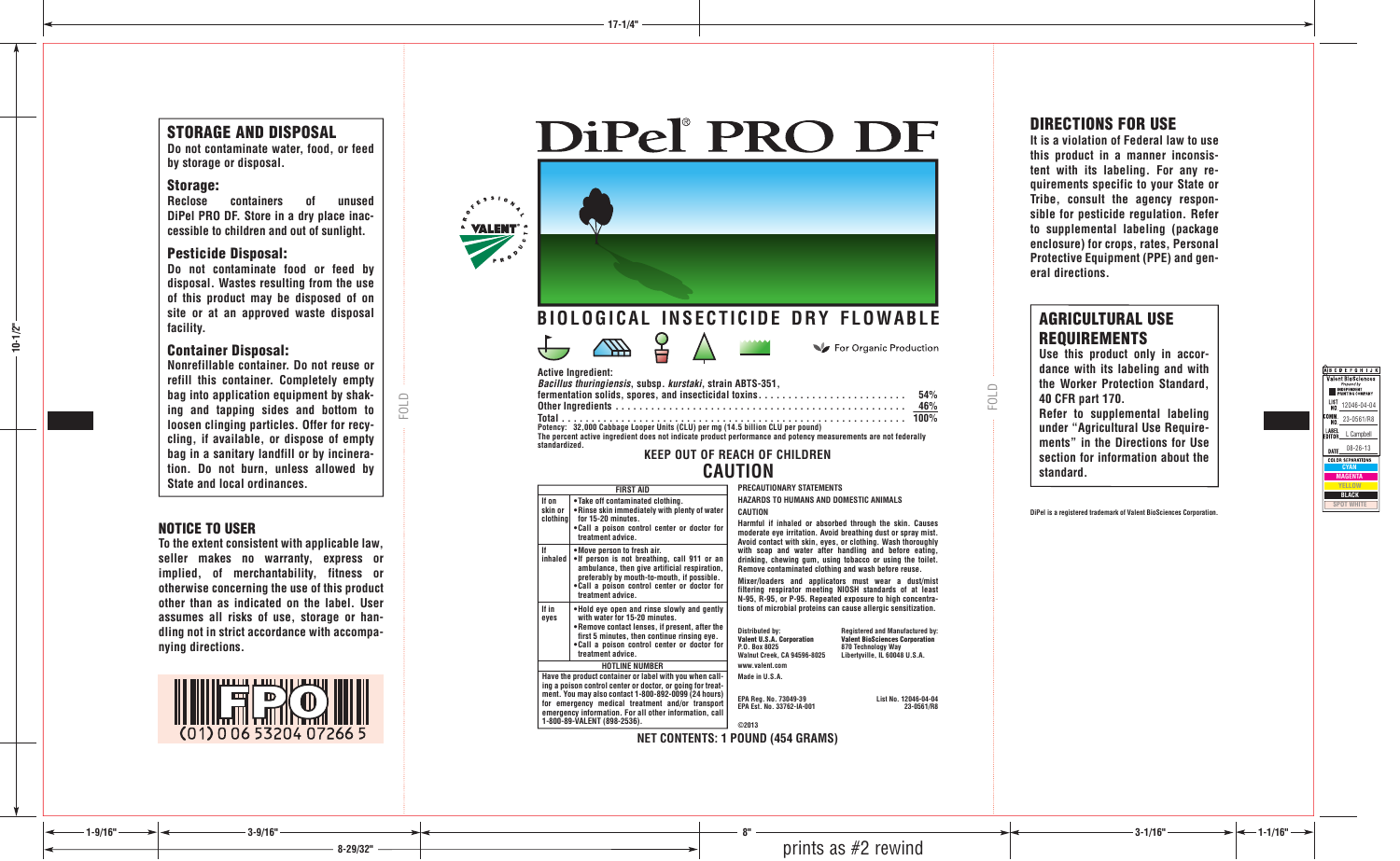## STORAGE AND DISPOSAL

**Do not contaminate water, food, or feed by storage or disposal.**

### Storage:

Reclose containers of unused DiPel PRO DF. Store in a dry place inaccessible to children and out of sunlight.

### Pesticide Disposal:

Do not contaminate food or feed by disposal. Wastes resulting from the use of this product may be disposed of on site or at an approved waste disposal facility.

### Container Disposal:

Nonrefillable container. Do not reuse or refill this container. Completely empty bag into application equipment by shaking and tapping sides and bottom to loosen clinging particles. Offer for recycling, if available, or dispose of empty bag in a sanitary landfill or by incineration. Do not burn, unless allowed by State and local ordinances.

## NOTICE TO USER

To the extent consistent with applicable law, seller makes no warranty, express or implied, of merchantability, fitness or otherwise concerning the use of this product other than as indicated on the label. User assumes all risks of use, storage or handling not in strict accordance with accompanying directions.

FPO
(01) 0 06 53204 07266 5

# DiPel® PRO DF

PROFESSIONAL VALENT PRODUCTS

## BIOLOGICAL INSECTICIDE DRY FLOWABLE

For Organic Production

**Active Ingredient:**

*Bacillus thuringiensis*, subsp. *kurstaki*, strain ABTS-351, fermentation solids, spores, and insecticidal toxins ........ 54%

Other Ingredients ........ 46%

Total ........ 100%

Potency: 32,000 Cabbage Looper Units (CLU) per mg (14.5 billion CLU per pound)

The percent active ingredient does not indicate product performance and potency measurements are not federally standardized.

**KEEP OUT OF REACH OF CHILDREN**

## CAUTION

| FIRST AID | |
|---|---|
| If on skin or clothing | • Take off contaminated clothing.<br>• Rinse skin immediately with plenty of water for 15-20 minutes.<br>• Call a poison control center or doctor for treatment advice. |
| If inhaled | • Move person to fresh air.<br>• If person is not breathing, call 911 or an ambulance, then give artificial respiration, preferably by mouth-to-mouth, if possible.<br>• Call a poison control center or doctor for treatment advice. |
| If in eyes | • Hold eye open and rinse slowly and gently with water for 15-20 minutes.<br>• Remove contact lenses, if present, after the first 5 minutes, then continue rinsing eye.<br>• Call a poison control center or doctor for treatment advice. |
| HOTLINE NUMBER | |
| Have the product container or label with you when calling a poison control center or doctor, or going for treatment. You may also contact 1-800-892-0099 (24 hours) for emergency medical treatment and/or transport emergency information. For all other information, call 1-800-89-VALENT (898-2536). | |

**PRECAUTIONARY STATEMENTS**

**HAZARDS TO HUMANS AND DOMESTIC ANIMALS**

**CAUTION**

Harmful if inhaled or absorbed through the skin. Causes moderate eye irritation. Avoid breathing dust or spray mist. Avoid contact with skin, eyes, or clothing. Wash thoroughly with soap and water after handling and before eating, drinking, chewing gum, using tobacco or using the toilet. Remove contaminated clothing and wash before reuse.

Mixer/loaders and applicators must wear a dust/mist filtering respirator meeting NIOSH standards of at least N-95, R-95, or P-95. Repeated exposure to high concentrations of microbial proteins can cause allergic sensitization.

Distributed by:
Valent U.S.A. Corporation
P.O. Box 8025
Walnut Creek, CA 94596-8025
www.valent.com

Registered and Manufactured by:
Valent BioSciences Corporation
870 Technology Way
Libertyville, IL 60048 U.S.A.

Made in U.S.A.

EPA Reg. No. 73049-39
EPA Est. No. 33762-IA-001

List No. 12046-04-04
23-0561/R8

©2013

**NET CONTENTS: 1 POUND (454 GRAMS)**

## DIRECTIONS FOR USE

It is a violation of Federal law to use this product in a manner inconsistent with its labeling. For any requirements specific to your State or Tribe, consult the agency responsible for pesticide regulation. Refer to supplemental labeling (package enclosure) for crops, rates, Personal Protective Equipment (PPE) and general directions.

## AGRICULTURAL USE REQUIREMENTS

Use this product only in accordance with its labeling and with the Worker Protection Standard, 40 CFR part 170.

Refer to supplemental labeling under "Agricultural Use Requirements" in the Directions for Use section for information about the standard.

DiPel is a registered trademark of Valent BioSciences Corporation.